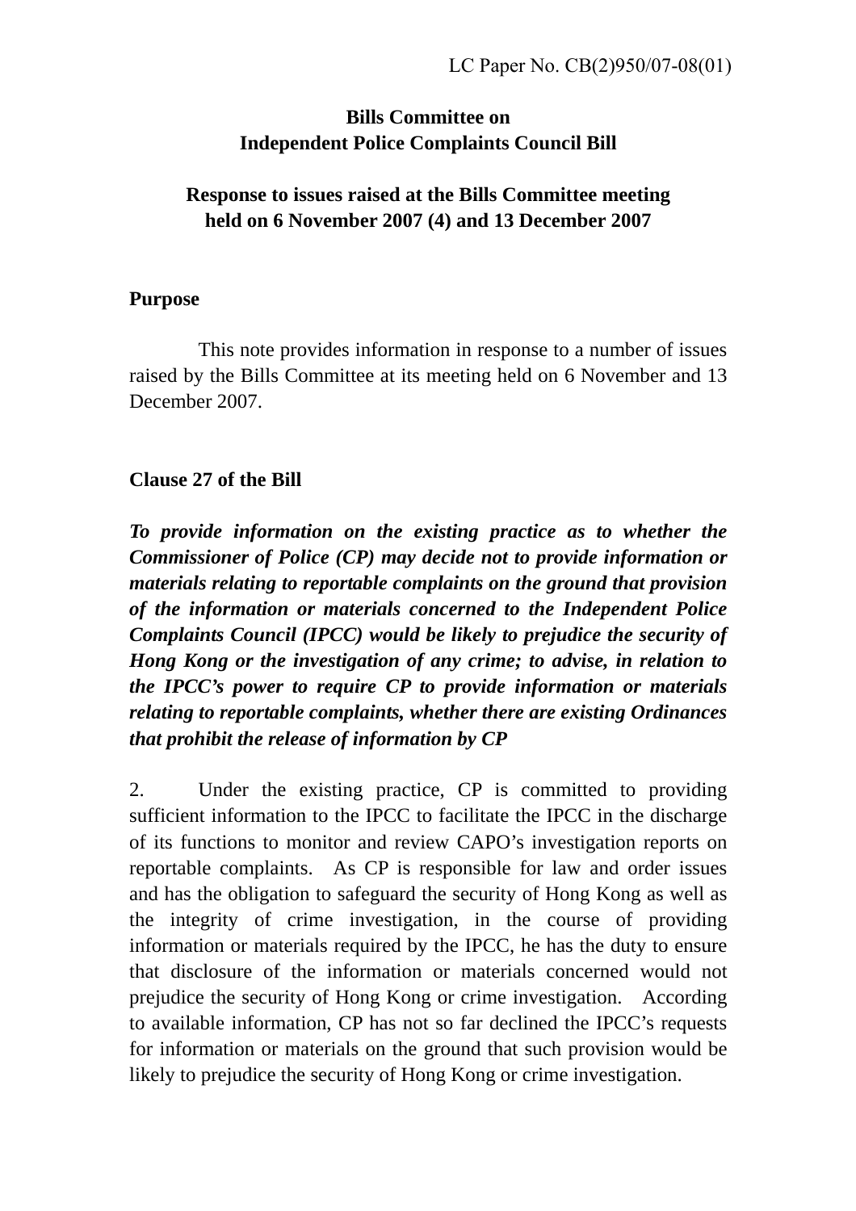LC Paper No. CB(2)950/07-08(01)

**Bills Committee on**
**Independent Police Complaints Council Bill**

**Response to issues raised at the Bills Committee meeting held on 6 November 2007 (4) and 13 December 2007**

**Purpose**

This note provides information in response to a number of issues raised by the Bills Committee at its meeting held on 6 November and 13 December 2007.

**Clause 27 of the Bill**

***To provide information on the existing practice as to whether the Commissioner of Police (CP) may decide not to provide information or materials relating to reportable complaints on the ground that provision of the information or materials concerned to the Independent Police Complaints Council (IPCC) would be likely to prejudice the security of Hong Kong or the investigation of any crime; to advise, in relation to the IPCC's power to require CP to provide information or materials relating to reportable complaints, whether there are existing Ordinances that prohibit the release of information by CP***

2. Under the existing practice, CP is committed to providing sufficient information to the IPCC to facilitate the IPCC in the discharge of its functions to monitor and review CAPO's investigation reports on reportable complaints. As CP is responsible for law and order issues and has the obligation to safeguard the security of Hong Kong as well as the integrity of crime investigation, in the course of providing information or materials required by the IPCC, he has the duty to ensure that disclosure of the information or materials concerned would not prejudice the security of Hong Kong or crime investigation. According to available information, CP has not so far declined the IPCC's requests for information or materials on the ground that such provision would be likely to prejudice the security of Hong Kong or crime investigation.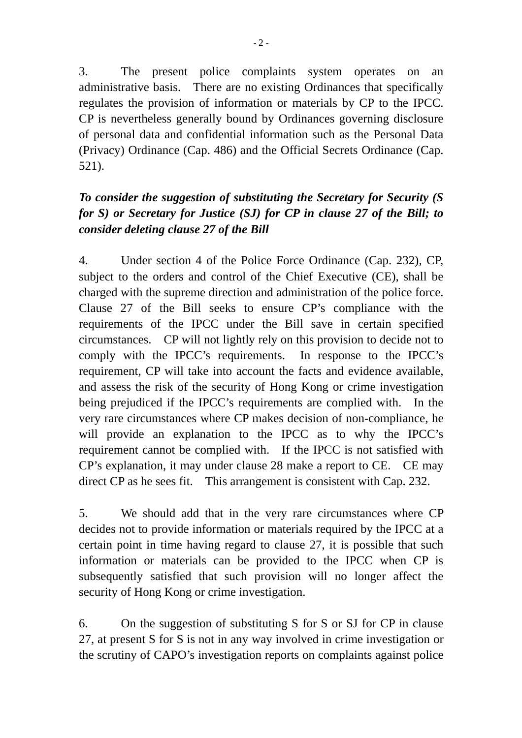3. The present police complaints system operates on an administrative basis. There are no existing Ordinances that specifically regulates the provision of information or materials by CP to the IPCC. CP is nevertheless generally bound by Ordinances governing disclosure of personal data and confidential information such as the Personal Data (Privacy) Ordinance (Cap. 486) and the Official Secrets Ordinance (Cap. 521).

***To consider the suggestion of substituting the Secretary for Security (S for S) or Secretary for Justice (SJ) for CP in clause 27 of the Bill; to consider deleting clause 27 of the Bill***

4. Under section 4 of the Police Force Ordinance (Cap. 232), CP, subject to the orders and control of the Chief Executive (CE), shall be charged with the supreme direction and administration of the police force. Clause 27 of the Bill seeks to ensure CP's compliance with the requirements of the IPCC under the Bill save in certain specified circumstances. CP will not lightly rely on this provision to decide not to comply with the IPCC's requirements. In response to the IPCC's requirement, CP will take into account the facts and evidence available, and assess the risk of the security of Hong Kong or crime investigation being prejudiced if the IPCC's requirements are complied with. In the very rare circumstances where CP makes decision of non-compliance, he will provide an explanation to the IPCC as to why the IPCC's requirement cannot be complied with. If the IPCC is not satisfied with CP's explanation, it may under clause 28 make a report to CE. CE may direct CP as he sees fit. This arrangement is consistent with Cap. 232.

5. We should add that in the very rare circumstances where CP decides not to provide information or materials required by the IPCC at a certain point in time having regard to clause 27, it is possible that such information or materials can be provided to the IPCC when CP is subsequently satisfied that such provision will no longer affect the security of Hong Kong or crime investigation.

6. On the suggestion of substituting S for S or SJ for CP in clause 27, at present S for S is not in any way involved in crime investigation or the scrutiny of CAPO's investigation reports on complaints against police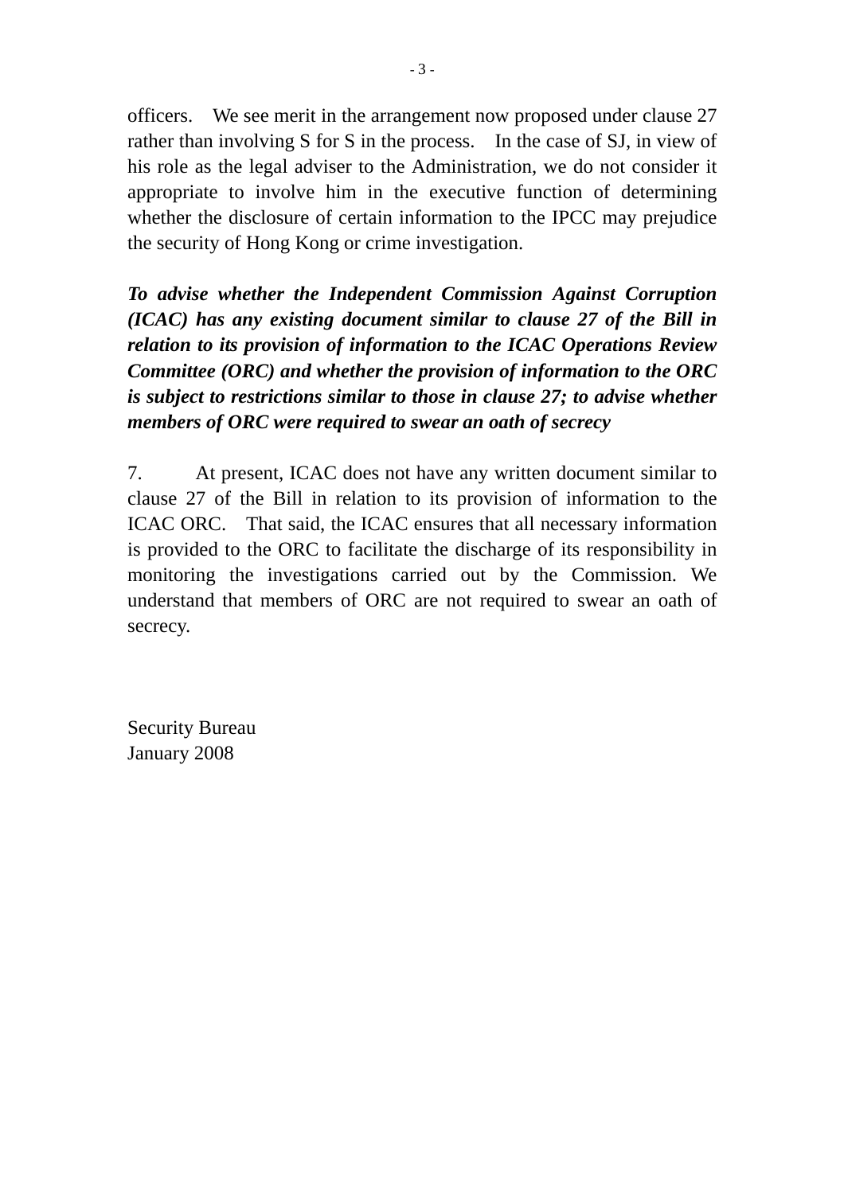officers. We see merit in the arrangement now proposed under clause 27 rather than involving S for S in the process. In the case of SJ, in view of his role as the legal adviser to the Administration, we do not consider it appropriate to involve him in the executive function of determining whether the disclosure of certain information to the IPCC may prejudice the security of Hong Kong or crime investigation.

***To advise whether the Independent Commission Against Corruption (ICAC) has any existing document similar to clause 27 of the Bill in relation to its provision of information to the ICAC Operations Review Committee (ORC) and whether the provision of information to the ORC is subject to restrictions similar to those in clause 27; to advise whether members of ORC were required to swear an oath of secrecy***

7. At present, ICAC does not have any written document similar to clause 27 of the Bill in relation to its provision of information to the ICAC ORC. That said, the ICAC ensures that all necessary information is provided to the ORC to facilitate the discharge of its responsibility in monitoring the investigations carried out by the Commission. We understand that members of ORC are not required to swear an oath of secrecy.

Security Bureau
January 2008